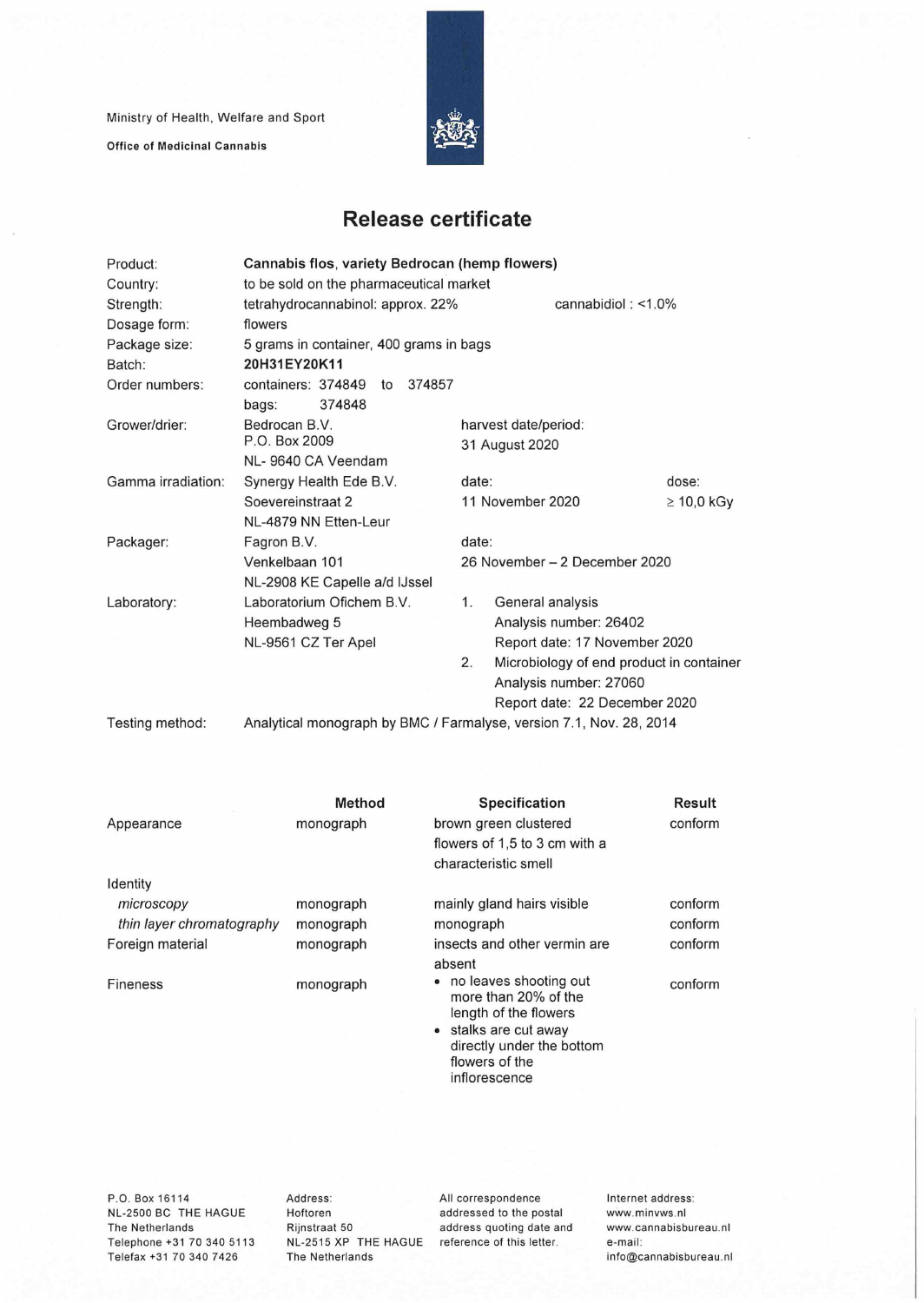Ministry of Health, Welfare and Sport

**Office of Medicinal Cannabis**

# Release certificate

| | | | |
|---|---|---|---|
| Product: | **Cannabis flos, variety Bedrocan (hemp flowers)** | | |
| Country: | to be sold on the pharmaceutical market | | |
| Strength: | tetrahydrocannabinol: approx. 22% | cannabidiol : <1.0% | |
| Dosage form: | flowers | | |
| Package size: | 5 grams in container, 400 grams in bags | | |
| Batch: | **20H31EY20K11** | | |
| Order numbers: | containers: 374849 to 374857<br>bags: 374848 | | |
| Grower/drier: | Bedrocan B.V.<br>P.O. Box 2009<br>NL- 9640 CA Veendam | harvest date/period:<br>31 August 2020 | |
| Gamma irradiation: | Synergy Health Ede B.V.<br>Soevereinstraat 2<br>NL-4879 NN Etten-Leur | date:<br>11 November 2020 | dose:<br>≥ 10,0 kGy |
| Packager: | Fagron B.V.<br>Venkelbaan 101<br>NL-2908 KE Capelle a/d IJssel | date:<br>26 November – 2 December 2020 | |
| Laboratory: | Laboratorium Ofichem B.V.<br>Heembadweg 5<br>NL-9561 CZ Ter Apel | 1. General analysis<br>Analysis number: 26402<br>Report date: 17 November 2020<br>2. Microbiology of end product in container<br>Analysis number: 27060<br>Report date: 22 December 2020 | |
| Testing method: | Analytical monograph by BMC / Farmalyse, version 7.1, Nov. 28, 2014 | | |

| | Method | Specification | Result |
|---|---|---|---|
| Appearance | monograph | brown green clustered flowers of 1,5 to 3 cm with a characteristic smell | conform |
| Identity | | | |
| *microscopy* | monograph | mainly gland hairs visible | conform |
| *thin layer chromatography* | monograph | monograph | conform |
| Foreign material | monograph | insects and other vermin are absent | conform |
| Fineness | monograph | • no leaves shooting out more than 20% of the length of the flowers<br>• stalks are cut away directly under the bottom flowers of the inflorescence | conform |

P.O. Box 16114
NL-2500 BC THE HAGUE
The Netherlands
Telephone +31 70 340 5113
Telefax +31 70 340 7426

Address:
Hoftoren
Rijnstraat 50
NL-2515 XP THE HAGUE
The Netherlands

All correspondence addressed to the postal address quoting date and reference of this letter.

Internet address:
www.minvws.nl
www.cannabisbureau.nl
e-mail:
info@cannabisbureau.nl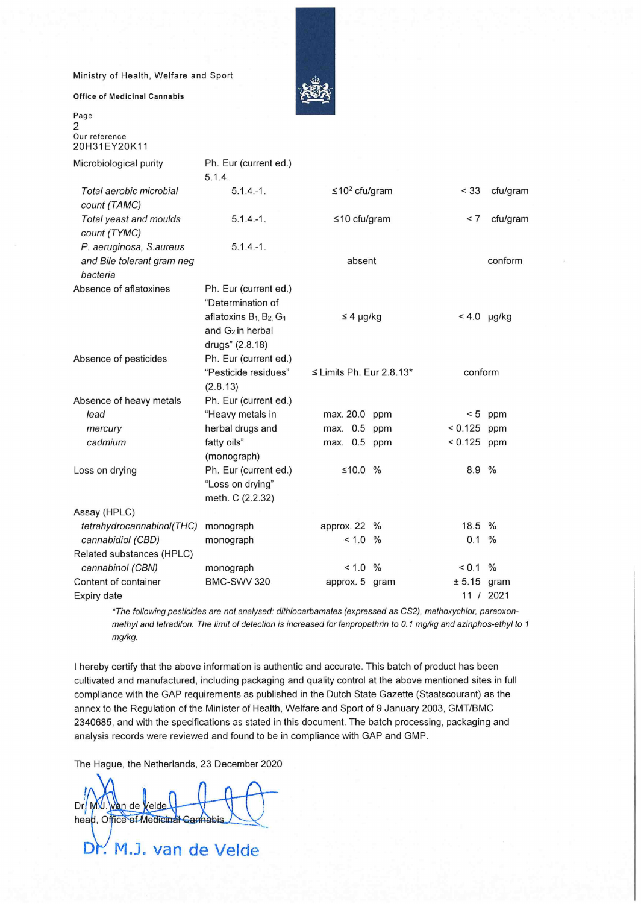Ministry of Health, Welfare and Sport

**Office of Medicinal Cannabis**

Page
2
Our reference
20H31EY20K11

| | | | |
|---|---|---|---|
| Microbiological purity | Ph. Eur (current ed.) 5.1.4. | | |
| *Total aerobic microbial count (TAMC)* | 5.1.4.-1. | ≤$10^2$ cfu/gram | < 33 cfu/gram |
| *Total yeast and moulds count (TYMC)* | 5.1.4.-1. | ≤10 cfu/gram | < 7 cfu/gram |
| *P. aeruginosa, S.aureus and Bile tolerant gram neg bacteria* | 5.1.4.-1. | absent | conform |
| Absence of aflatoxines | Ph. Eur (current ed.) "Determination of aflatoxins $B_1$, $B_2$, $G_1$ and $G_2$ in herbal drugs" (2.8.18) | ≤ 4 µg/kg | < 4.0 µg/kg |
| Absence of pesticides | Ph. Eur (current ed.) "Pesticide residues" (2.8.13) | ≤ Limits Ph. Eur 2.8.13* | conform |
| Absence of heavy metals | Ph. Eur (current ed.) "Heavy metals in herbal drugs and fatty oils" (monograph) | | |
| *lead* | | max. 20.0 ppm | < 5 ppm |
| *mercury* | | max. 0.5 ppm | < 0.125 ppm |
| *cadmium* | | max. 0.5 ppm | < 0.125 ppm |
| Loss on drying | Ph. Eur (current ed.) "Loss on drying" meth. C (2.2.32) | ≤10.0 % | 8.9 % |
| Assay (HPLC) | | | |
| *tetrahydrocannabinol(THC)* | monograph | approx. 22 % | 18.5 % |
| *cannabidiol (CBD)* | monograph | < 1.0 % | 0.1 % |
| Related substances (HPLC) | | | |
| *cannabinol (CBN)* | monograph | < 1.0 % | < 0.1 % |
| Content of container | BMC-SWV 320 | approx. 5 gram | ± 5.15 gram |
| Expiry date | | | 11 / 2021 |

*\*The following pesticides are not analysed: dithiocarbamates (expressed as CS2), methoxychlor, paraoxon-methyl and tetradifon. The limit of detection is increased for fenpropathrin to 0.1 mg/kg and azinphos-ethyl to 1 mg/kg.*

I hereby certify that the above information is authentic and accurate. This batch of product has been cultivated and manufactured, including packaging and quality control at the above mentioned sites in full compliance with the GAP requirements as published in the Dutch State Gazette (Staatscourant) as the annex to the Regulation of the Minister of Health, Welfare and Sport of 9 January 2003, GMT/BMC 2340685, and with the specifications as stated in this document. The batch processing, packaging and analysis records were reviewed and found to be in compliance with GAP and GMP.

The Hague, the Netherlands, 23 December 2020

Dr. M.J. van de Velde
head, Office of Medicinal Cannabis

Dr. M.J. van de Velde